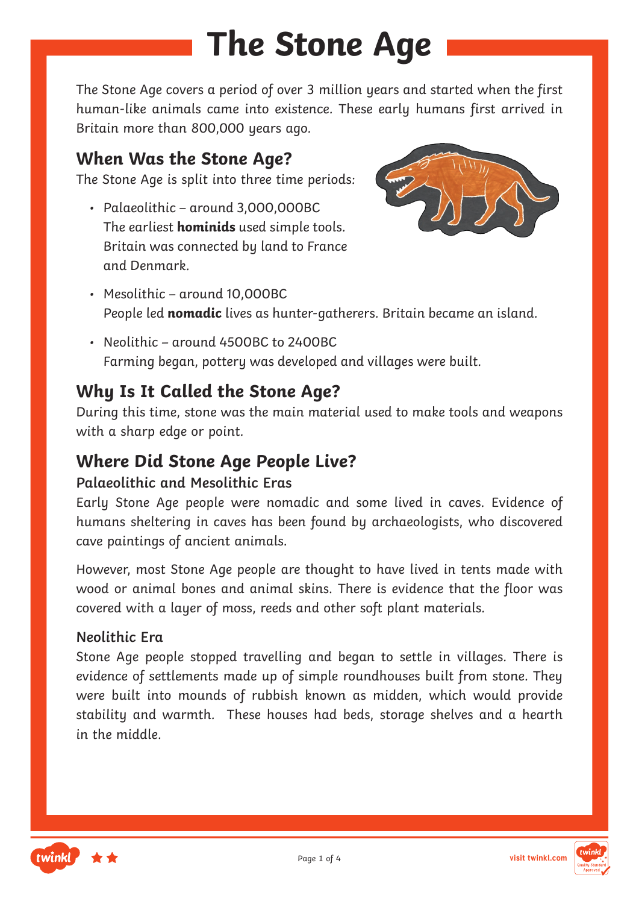# The Stone Age

The Stone Age covers a period of over 3 million years and started when the first human-like animals came into existence. These early humans first arrived in Britain more than 800,000 years ago.

## When Was the Stone Age?

The Stone Age is split into three time periods:

- Palaeolithic – around 3,000,000BC
  The earliest **hominids** used simple tools. Britain was connected by land to France and Denmark.
- Mesolithic – around 10,000BC
  People led **nomadic** lives as hunter-gatherers. Britain became an island.
- Neolithic – around 4500BC to 2400BC
  Farming began, pottery was developed and villages were built.

## Why Is It Called the Stone Age?

During this time, stone was the main material used to make tools and weapons with a sharp edge or point.

## Where Did Stone Age People Live?

### Palaeolithic and Mesolithic Eras

Early Stone Age people were nomadic and some lived in caves. Evidence of humans sheltering in caves has been found by archaeologists, who discovered cave paintings of ancient animals.

However, most Stone Age people are thought to have lived in tents made with wood or animal bones and animal skins. There is evidence that the floor was covered with a layer of moss, reeds and other soft plant materials.

### Neolithic Era

Stone Age people stopped travelling and began to settle in villages. There is evidence of settlements made up of simple roundhouses built from stone. They were built into mounds of rubbish known as midden, which would provide stability and warmth. These houses had beds, storage shelves and a hearth in the middle.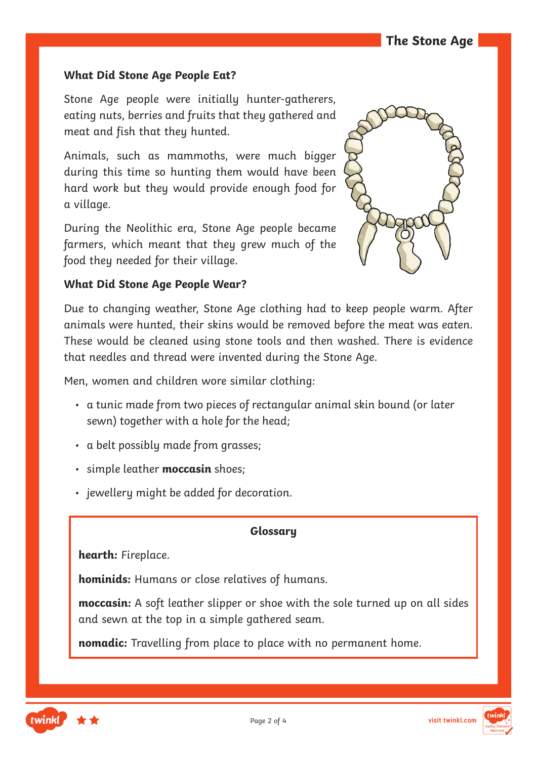### What Did Stone Age People Eat?

Stone Age people were initially hunter-gatherers, eating nuts, berries and fruits that they gathered and meat and fish that they hunted.

Animals, such as mammoths, were much bigger during this time so hunting them would have been hard work but they would provide enough food for a village.

During the Neolithic era, Stone Age people became farmers, which meant that they grew much of the food they needed for their village.

### What Did Stone Age People Wear?

Due to changing weather, Stone Age clothing had to keep people warm. After animals were hunted, their skins would be removed before the meat was eaten. These would be cleaned using stone tools and then washed. There is evidence that needles and thread were invented during the Stone Age.

Men, women and children wore similar clothing:

- a tunic made from two pieces of rectangular animal skin bound (or later sewn) together with a hole for the head;
- a belt possibly made from grasses;
- simple leather **moccasin** shoes;
- jewellery might be added for decoration.

#### Glossary

**hearth:** Fireplace.

**hominids:** Humans or close relatives of humans.

**moccasin:** A soft leather slipper or shoe with the sole turned up on all sides and sewn at the top in a simple gathered seam.

**nomadic:** Travelling from place to place with no permanent home.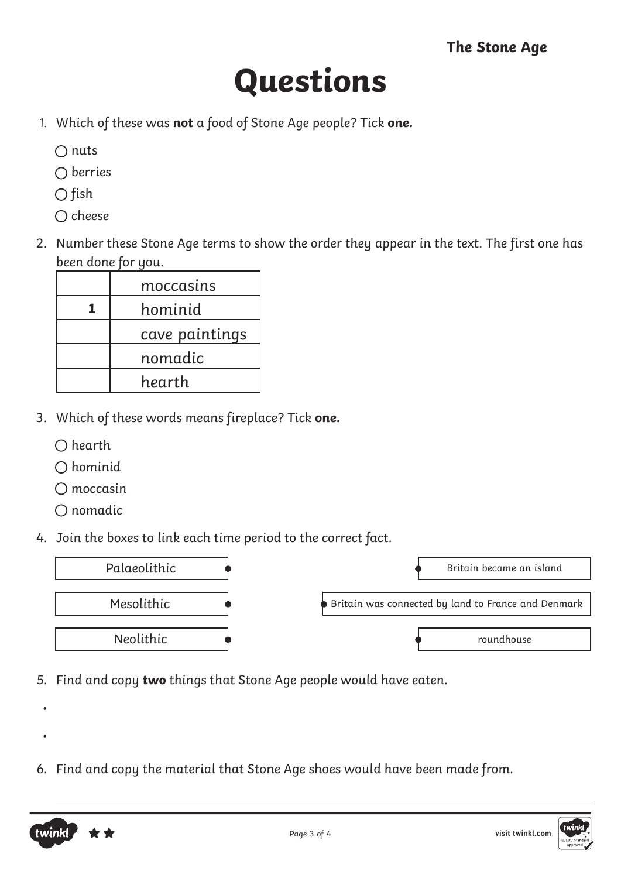# Questions

1. Which of these was **not** a food of Stone Age people? Tick **one.**

   ◯ nuts
   ◯ berries
   ◯ fish
   ◯ cheese

2. Number these Stone Age terms to show the order they appear in the text. The first one has been done for you.

| | |
|---|---|
| | moccasins |
| **1** | hominid |
| | cave paintings |
| | nomadic |
| | hearth |

3. Which of these words means fireplace? Tick **one.**

   ◯ hearth
   ◯ hominid
   ◯ moccasin
   ◯ nomadic

4. Join the boxes to link each time period to the correct fact.

| Time period | | Fact |
|---|---|---|
| Palaeolithic | | Britain became an island |
| Mesolithic | | Britain was connected by land to France and Denmark |
| Neolithic | | roundhouse |

5. Find and copy **two** things that Stone Age people would have eaten.

•

•

6. Find and copy the material that Stone Age shoes would have been made from.

_______________________________________________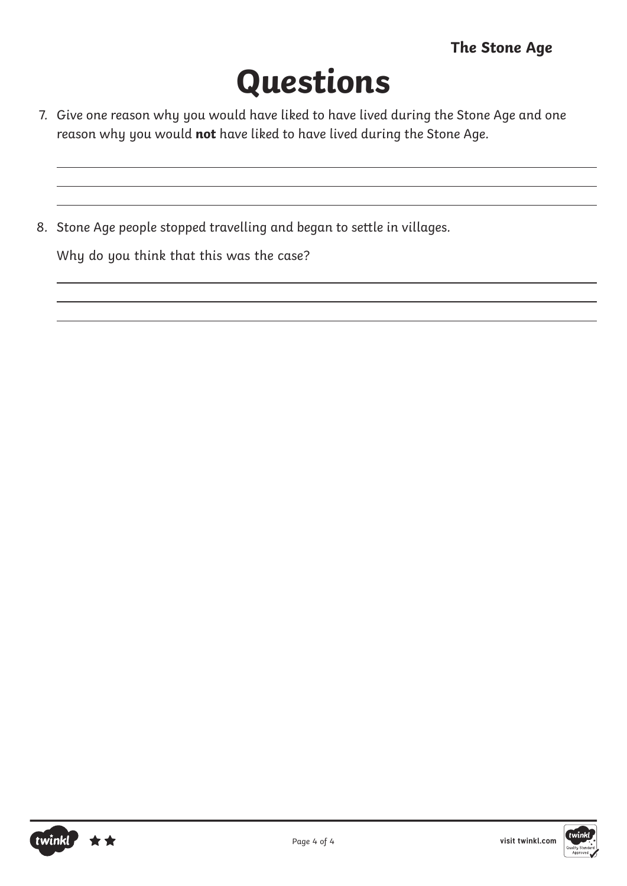# Questions

7. Give one reason why you would have liked to have lived during the Stone Age and one reason why you would **not** have liked to have lived during the Stone Age.

8. Stone Age people stopped travelling and began to settle in villages.

   Why do you think that this was the case?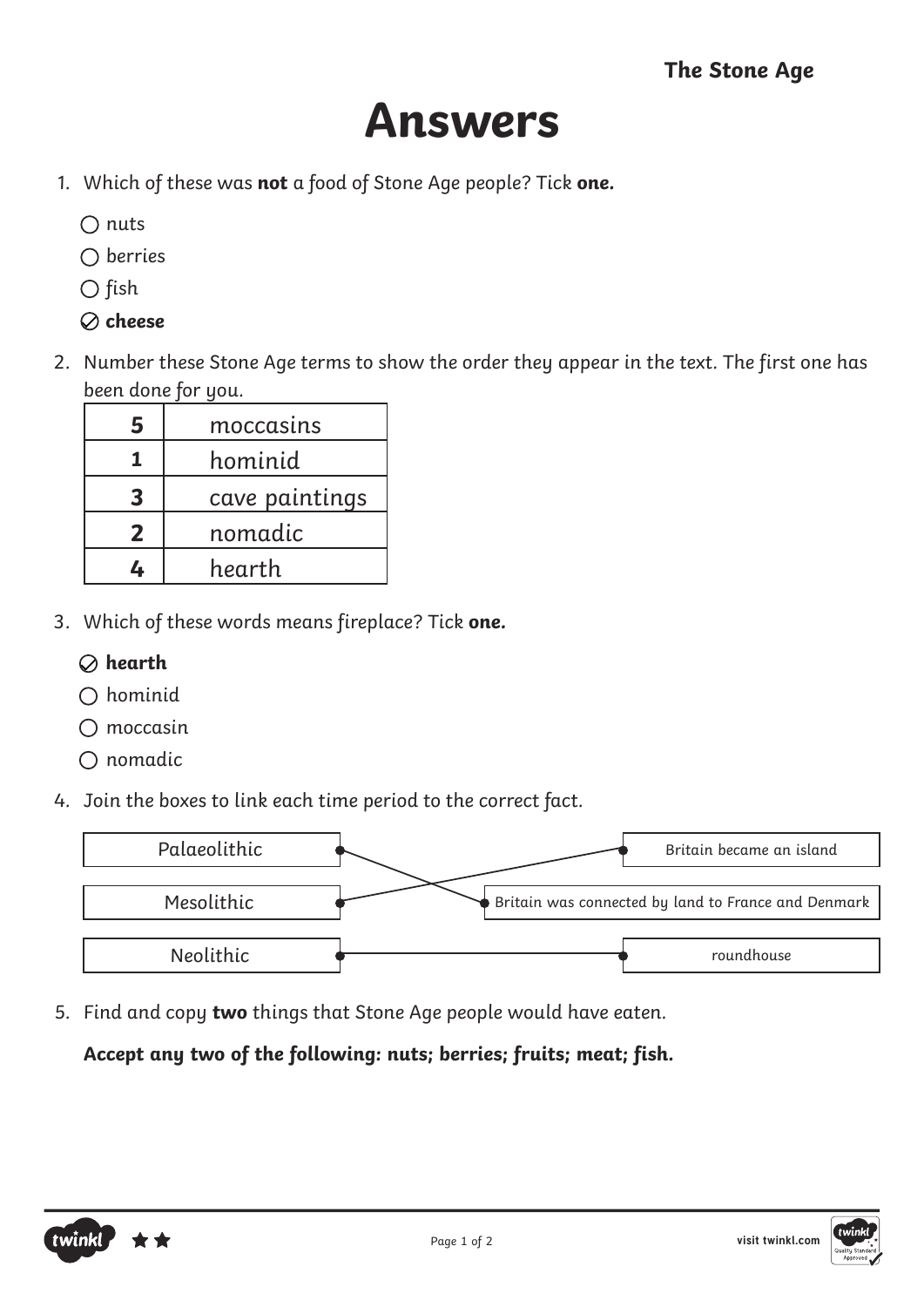The Stone Age

# Answers

1. Which of these was **not** a food of Stone Age people? Tick **one.**

   - ○ nuts
   - ○ berries
   - ○ fish
   - ⊘ **cheese**

2. Number these Stone Age terms to show the order they appear in the text. The first one has been done for you.

| | |
|---|---|
| **5** | moccasins |
| **1** | hominid |
| **3** | cave paintings |
| **2** | nomadic |
| **4** | hearth |

3. Which of these words means fireplace? Tick **one.**

   - ⊘ **hearth**
   - ○ hominid
   - ○ moccasin
   - ○ nomadic

4. Join the boxes to link each time period to the correct fact.

| Time period | Fact |
|---|---|
| Palaeolithic | Britain was connected by land to France and Denmark |
| Mesolithic | Britain became an island |
| Neolithic | roundhouse |

5. Find and copy **two** things that Stone Age people would have eaten.

   **Accept any two of the following: nuts; berries; fruits; meat; fish.**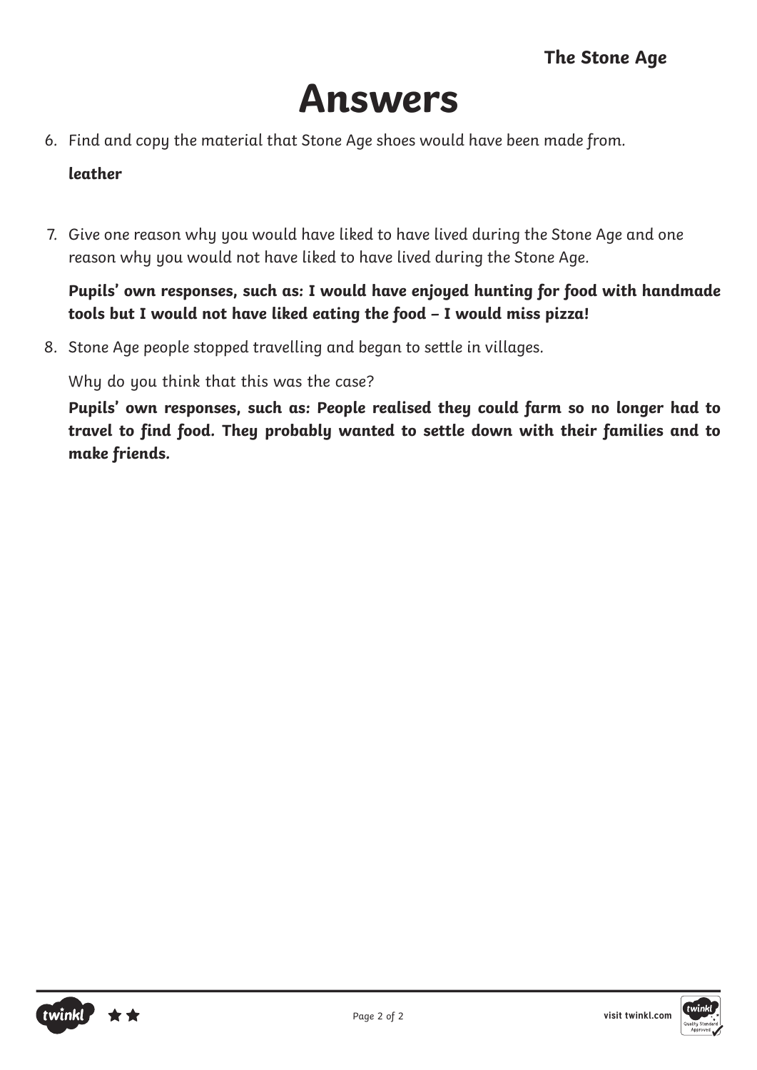# Answers

6. Find and copy the material that Stone Age shoes would have been made from.

   **leather**

7. Give one reason why you would have liked to have lived during the Stone Age and one reason why you would not have liked to have lived during the Stone Age.

   **Pupils' own responses, such as: I would have enjoyed hunting for food with handmade tools but I would not have liked eating the food – I would miss pizza!**

8. Stone Age people stopped travelling and began to settle in villages.

   Why do you think that this was the case?

   **Pupils' own responses, such as: People realised they could farm so no longer had to travel to find food. They probably wanted to settle down with their families and to make friends.**